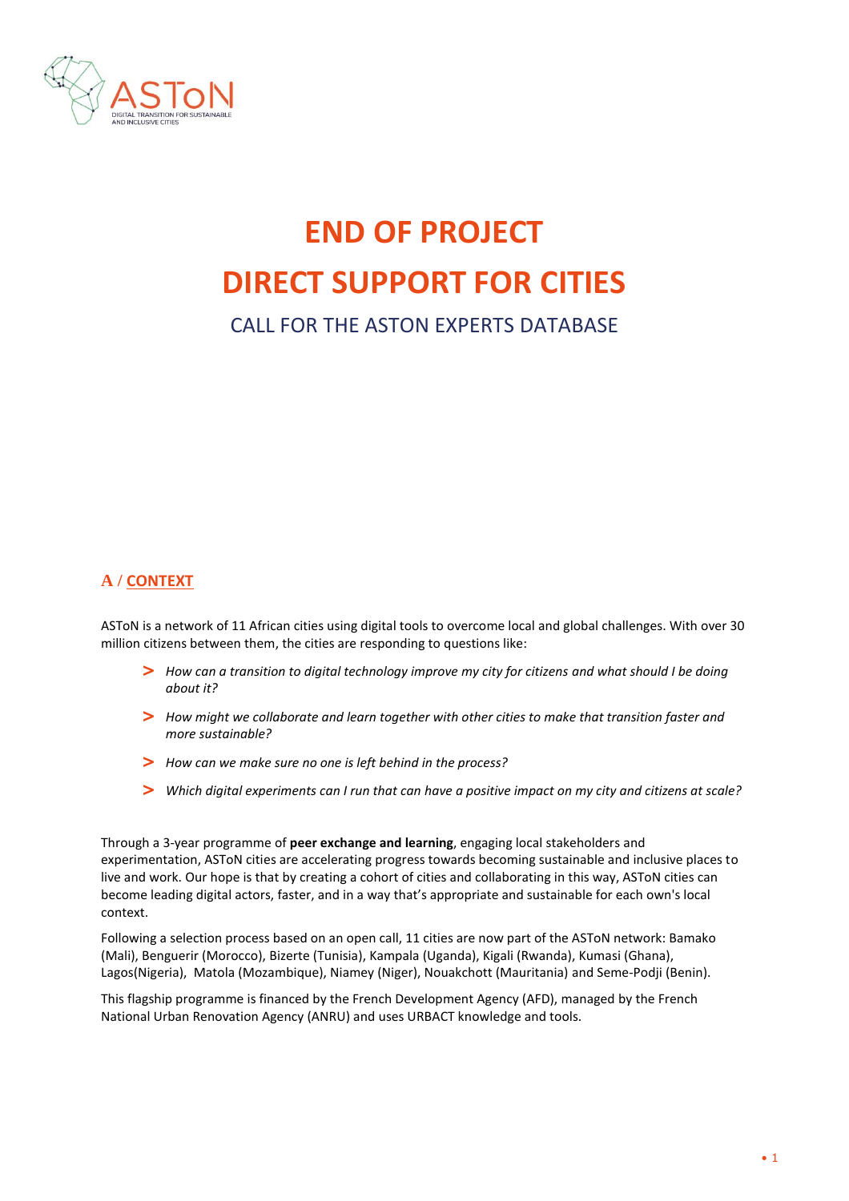# END OF PROJECT

# DIRECT SUPPORT FOR CITIES

## CALL FOR THE ASTON EXPERTS DATABASE

## A / CONTEXT

ASToN is a network of 11 African cities using digital tools to overcome local and global challenges. With over 30 million citizens between them, the cities are responding to questions like:

- *How can a transition to digital technology improve my city for citizens and what should I be doing about it?*
- *How might we collaborate and learn together with other cities to make that transition faster and more sustainable?*
- *How can we make sure no one is left behind in the process?*
- *Which digital experiments can I run that can have a positive impact on my city and citizens at scale?*

Through a 3-year programme of **peer exchange and learning**, engaging local stakeholders and experimentation, ASToN cities are accelerating progress towards becoming sustainable and inclusive places to live and work. Our hope is that by creating a cohort of cities and collaborating in this way, ASToN cities can become leading digital actors, faster, and in a way that's appropriate and sustainable for each own's local context.

Following a selection process based on an open call, 11 cities are now part of the ASToN network: Bamako (Mali), Benguerir (Morocco), Bizerte (Tunisia), Kampala (Uganda), Kigali (Rwanda), Kumasi (Ghana), Lagos(Nigeria), Matola (Mozambique), Niamey (Niger), Nouakchott (Mauritania) and Seme-Podji (Benin).

This flagship programme is financed by the French Development Agency (AFD), managed by the French National Urban Renovation Agency (ANRU) and uses URBACT knowledge and tools.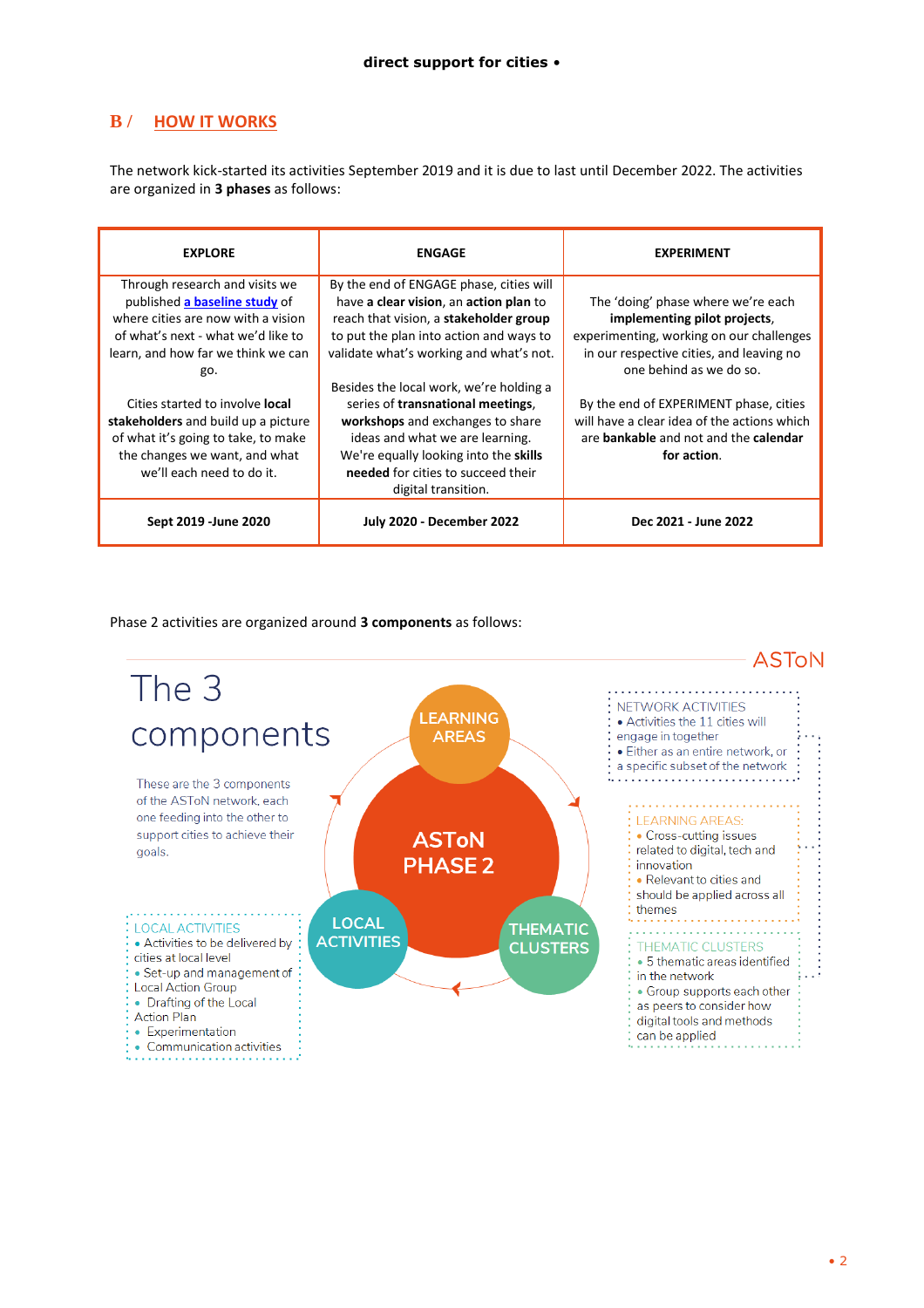## B / HOW IT WORKS

The network kick-started its activities September 2019 and it is due to last until December 2022. The activities are organized in **3 phases** as follows:

| EXPLORE | ENGAGE | EXPERIMENT |
|---|---|---|
| Through research and visits we published **a baseline study** of where cities are now with a vision of what's next - what we'd like to learn, and how far we think we can go.<br><br>Cities started to involve **local stakeholders** and build up a picture of what it's going to take, to make the changes we want, and what we'll each need to do it. | By the end of ENGAGE phase, cities will have **a clear vision**, an **action plan** to reach that vision, a **stakeholder group** to put the plan into action and ways to validate what's working and what's not.<br><br>Besides the local work, we're holding a series of **transnational meetings**, **workshops** and exchanges to share ideas and what we are learning. We're equally looking into the **skills needed** for cities to succeed their digital transition. | The 'doing' phase where we're each **implementing pilot projects**, experimenting, working on our challenges in our respective cities, and leaving no one behind as we do so.<br><br>By the end of EXPERIMENT phase, cities will have a clear idea of the actions which are **bankable** and not and the **calendar for action**. |
| **Sept 2019 -June 2020** | **July 2020 - December 2022** | **Dec 2021 - June 2022** |

Phase 2 activities are organized around **3 components** as follows:

ASToN

# The 3 components

These are the 3 components of the ASToN network, each one feeding into the other to support cities to achieve their goals.

ASToN PHASE 2: LEARNING AREAS, LOCAL ACTIVITIES, THEMATIC CLUSTERS

NETWORK ACTIVITIES
- Activities the 11 cities will engage in together
- Either as an entire network, or a specific subset of the network

LEARNING AREAS:
- Cross-cutting issues related to digital, tech and innovation
- Relevant to cities and should be applied across all themes

THEMATIC CLUSTERS
- 5 thematic areas identified in the network
- Group supports each other as peers to consider how digital tools and methods can be applied

LOCAL ACTIVITIES
- Activities to be delivered by cities at local level
- Set-up and management of Local Action Group
- Drafting of the Local Action Plan
- Experimentation
- Communication activities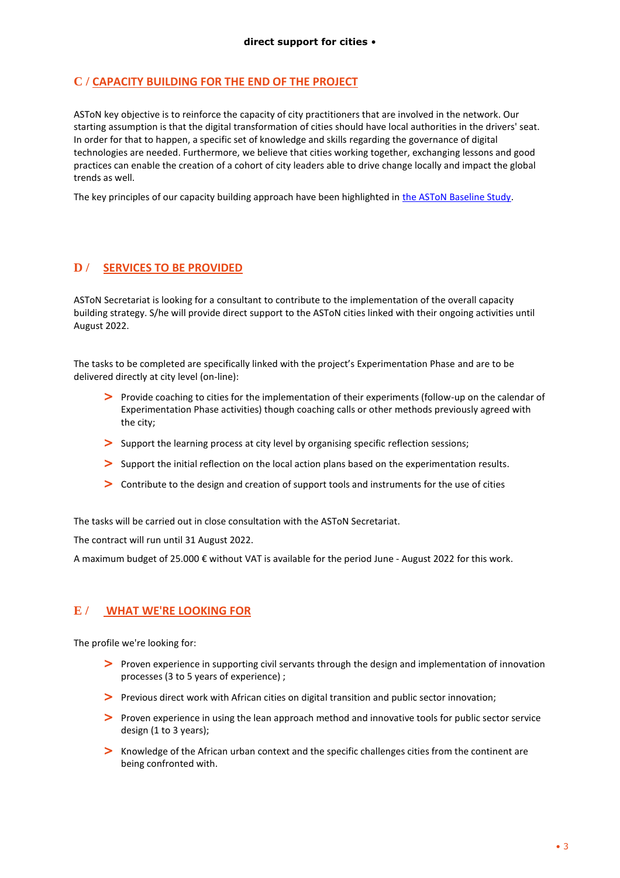## C / CAPACITY BUILDING FOR THE END OF THE PROJECT

ASToN key objective is to reinforce the capacity of city practitioners that are involved in the network. Our starting assumption is that the digital transformation of cities should have local authorities in the drivers' seat. In order for that to happen, a specific set of knowledge and skills regarding the governance of digital technologies are needed. Furthermore, we believe that cities working together, exchanging lessons and good practices can enable the creation of a cohort of city leaders able to drive change locally and impact the global trends as well.

The key principles of our capacity building approach have been highlighted in the ASToN Baseline Study.

## D / SERVICES TO BE PROVIDED

ASToN Secretariat is looking for a consultant to contribute to the implementation of the overall capacity building strategy. S/he will provide direct support to the ASToN cities linked with their ongoing activities until August 2022.

The tasks to be completed are specifically linked with the project's Experimentation Phase and are to be delivered directly at city level (on-line):

- Provide coaching to cities for the implementation of their experiments (follow-up on the calendar of Experimentation Phase activities) though coaching calls or other methods previously agreed with the city;
- Support the learning process at city level by organising specific reflection sessions;
- Support the initial reflection on the local action plans based on the experimentation results.
- Contribute to the design and creation of support tools and instruments for the use of cities

The tasks will be carried out in close consultation with the ASToN Secretariat.

The contract will run until 31 August 2022.

A maximum budget of 25.000 € without VAT is available for the period June - August 2022 for this work.

## E / WHAT WE'RE LOOKING FOR

The profile we're looking for:

- Proven experience in supporting civil servants through the design and implementation of innovation processes (3 to 5 years of experience) ;
- Previous direct work with African cities on digital transition and public sector innovation;
- Proven experience in using the lean approach method and innovative tools for public sector service design (1 to 3 years);
- Knowledge of the African urban context and the specific challenges cities from the continent are being confronted with.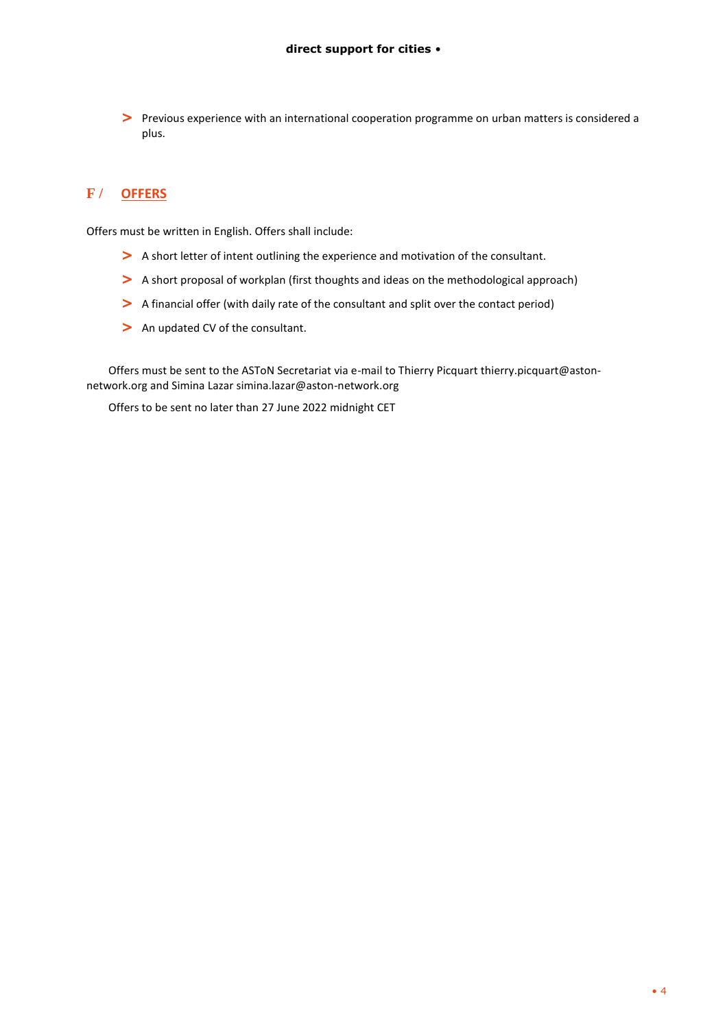- Previous experience with an international cooperation programme on urban matters is considered a plus.

## F / OFFERS

Offers must be written in English. Offers shall include:

- A short letter of intent outlining the experience and motivation of the consultant.
- A short proposal of workplan (first thoughts and ideas on the methodological approach)
- A financial offer (with daily rate of the consultant and split over the contact period)
- An updated CV of the consultant.

Offers must be sent to the ASToN Secretariat via e-mail to Thierry Picquart thierry.picquart@aston-network.org and Simina Lazar simina.lazar@aston-network.org

Offers to be sent no later than 27 June 2022 midnight CET